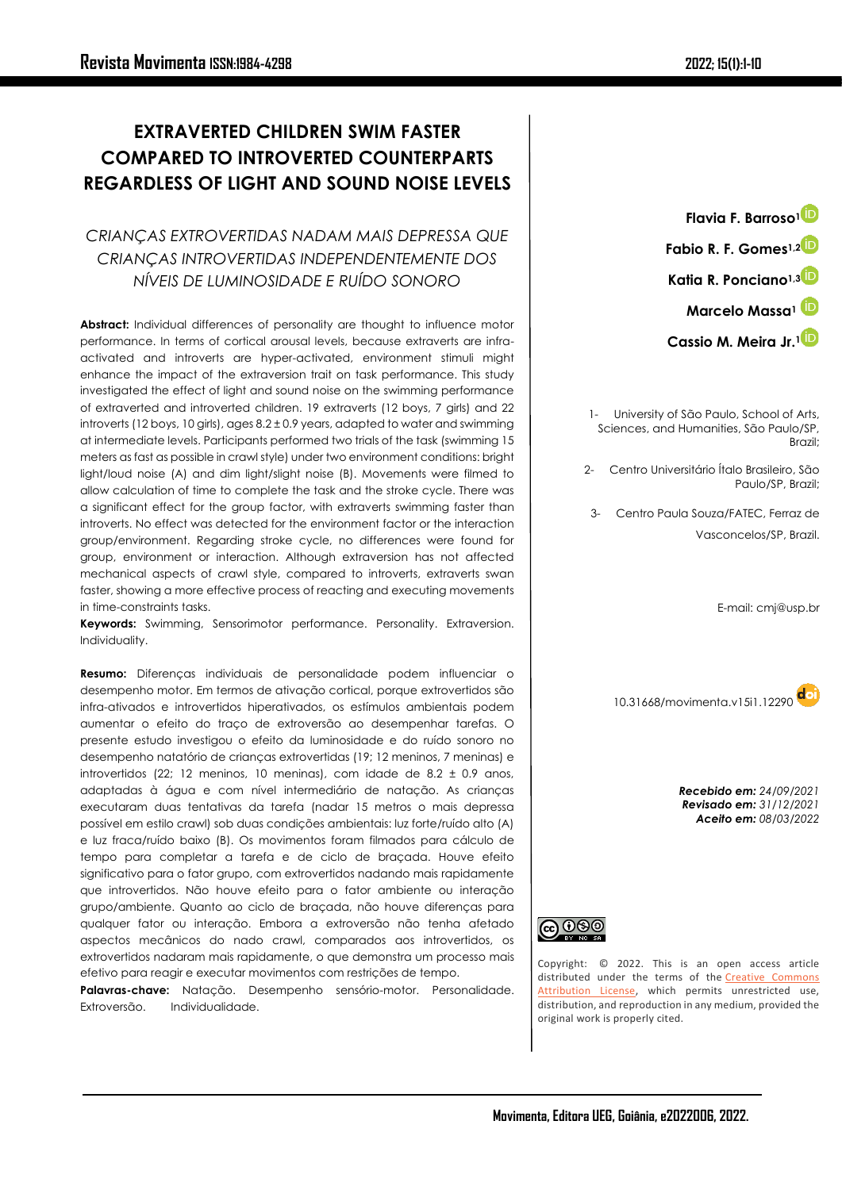# EXTRAVERTED CHILDREN SWIM FASTER COMPARED TO INTROVERTED COUNTERPARTS REGARDLESS OF LIGHT AND SOUND NOISE LEVELS

## *CRIANÇAS EXTROVERTIDAS NADAM MAIS DEPRESSA QUE CRIANÇAS INTROVERTIDAS INDEPENDENTEMENTE DOS NÍVEIS DE LUMINOSIDADE E RUÍDO SONORO*

**Flavia F. Barroso**[1]

**Fabio R. F. Gomes**[1,2]

**Katia R. Ponciano**[1,3]

**Marcelo Massa**[1]

**Cassio M. Meira Jr.**[1]

1- University of São Paulo, School of Arts, Sciences, and Humanities, São Paulo/SP, Brazil;

2- Centro Universitário Ítalo Brasileiro, São Paulo/SP, Brazil;

3- Centro Paula Souza/FATEC, Ferraz de Vasconcelos/SP, Brazil.

E-mail: cmj@usp.br

10.31668/movimenta.v15i1.12290

***Recebido em:*** *24/09/2021*
***Revisado em:*** *31/12/2021*
***Aceito em:*** *08/03/2022*

**Abstract:** Individual differences of personality are thought to influence motor performance. In terms of cortical arousal levels, because extraverts are infra-activated and introverts are hyper-activated, environment stimuli might enhance the impact of the extraversion trait on task performance. This study investigated the effect of light and sound noise on the swimming performance of extraverted and introverted children. 19 extraverts (12 boys, 7 girls) and 22 introverts (12 boys, 10 girls), ages $8.2 \pm 0.9$ years, adapted to water and swimming at intermediate levels. Participants performed two trials of the task (swimming 15 meters as fast as possible in crawl style) under two environment conditions: bright light/loud noise (A) and dim light/slight noise (B). Movements were filmed to allow calculation of time to complete the task and the stroke cycle. There was a significant effect for the group factor, with extraverts swimming faster than introverts. No effect was detected for the environment factor or the interaction group/environment. Regarding stroke cycle, no differences were found for group, environment or interaction. Although extraversion has not affected mechanical aspects of crawl style, compared to introverts, extraverts swan faster, showing a more effective process of reacting and executing movements in time-constraints tasks.

**Keywords:** Swimming. Sensorimotor performance. Personality. Extraversion. Individuality.

**Resumo:** Diferenças individuais de personalidade podem influenciar o desempenho motor. Em termos de ativação cortical, porque extrovertidos são infra-ativados e introvertidos hiperativados, os estímulos ambientais podem aumentar o efeito do traço de extroversão ao desempenhar tarefas. O presente estudo investigou o efeito da luminosidade e do ruído sonoro no desempenho natatório de crianças extrovertidas (19; 12 meninos, 7 meninas) e introvertidos (22; 12 meninos, 10 meninas), com idade de $8.2 \pm 0.9$ anos, adaptadas à água e com nível intermediário de natação. As crianças executaram duas tentativas da tarefa (nadar 15 metros o mais depressa possível em estilo crawl) sob duas condições ambientais: luz forte/ruído alto (A) e luz fraca/ruído baixo (B). Os movimentos foram filmados para cálculo de tempo para completar a tarefa e de ciclo de braçada. Houve efeito significativo para o fator grupo, com extrovertidos nadando mais rapidamente que introvertidos. Não houve efeito para o fator ambiente ou interação grupo/ambiente. Quanto ao ciclo de braçada, não houve diferenças para qualquer fator ou interação. Embora a extroversão não tenha afetado aspectos mecânicos do nado crawl, comparados aos introvertidos, os extrovertidos nadaram mais rapidamente, o que demonstra um processo mais efetivo para reagir e executar movimentos com restrições de tempo.

**Palavras-chave:** Natação. Desempenho sensório-motor. Personalidade. Extroversão. Individualidade.

Copyright: © 2022. This is an open access article distributed under the terms of the Creative Commons Attribution License, which permits unrestricted use, distribution, and reproduction in any medium, provided the original work is properly cited.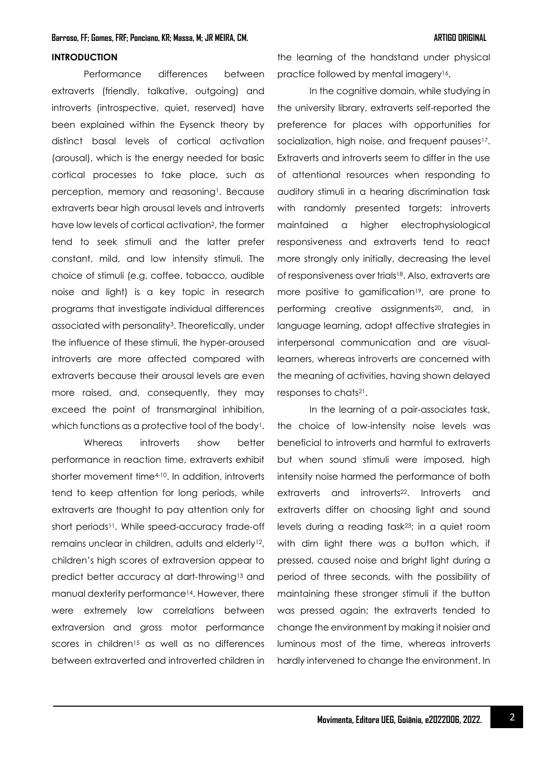## INTRODUCTION

Performance differences between extraverts (friendly, talkative, outgoing) and introverts (introspective, quiet, reserved) have been explained within the Eysenck theory by distinct basal levels of cortical activation (arousal), which is the energy needed for basic cortical processes to take place, such as perception, memory and reasoning[1]. Because extraverts bear high arousal levels and introverts have low levels of cortical activation[2], the former tend to seek stimuli and the latter prefer constant, mild, and low intensity stimuli. The choice of stimuli (e.g. coffee, tobacco, audible noise and light) is a key topic in research programs that investigate individual differences associated with personality[3]. Theoretically, under the influence of these stimuli, the hyper-aroused introverts are more affected compared with extraverts because their arousal levels are even more raised, and, consequently, they may exceed the point of transmarginal inhibition, which functions as a protective tool of the body[1].

Whereas introverts show better performance in reaction time, extraverts exhibit shorter movement time[4-10]. In addition, introverts tend to keep attention for long periods, while extraverts are thought to pay attention only for short periods[11]. While speed-accuracy trade-off remains unclear in children, adults and elderly[12], children's high scores of extraversion appear to predict better accuracy at dart-throwing[13] and manual dexterity performance[14]. However, there were extremely low correlations between extraversion and gross motor performance scores in children[15] as well as no differences between extraverted and introverted children in the learning of the handstand under physical practice followed by mental imagery[16].

In the cognitive domain, while studying in the university library, extraverts self-reported the preference for places with opportunities for socialization, high noise, and frequent pauses[17]. Extraverts and introverts seem to differ in the use of attentional resources when responding to auditory stimuli in a hearing discrimination task with randomly presented targets: introverts maintained a higher electrophysiological responsiveness and extraverts tend to react more strongly only initially, decreasing the level of responsiveness over trials[18]. Also, extraverts are more positive to gamification[19], are prone to performing creative assignments[20], and, in language learning, adopt affective strategies in interpersonal communication and are visual-learners, whereas introverts are concerned with the meaning of activities, having shown delayed responses to chats[21].

In the learning of a pair-associates task, the choice of low-intensity noise levels was beneficial to introverts and harmful to extraverts but when sound stimuli were imposed, high intensity noise harmed the performance of both extraverts and introverts[22]. Introverts and extraverts differ on choosing light and sound levels during a reading task[23]; in a quiet room with dim light there was a button which, if pressed, caused noise and bright light during a period of three seconds, with the possibility of maintaining these stronger stimuli if the button was pressed again; the extraverts tended to change the environment by making it noisier and luminous most of the time, whereas introverts hardly intervened to change the environment. In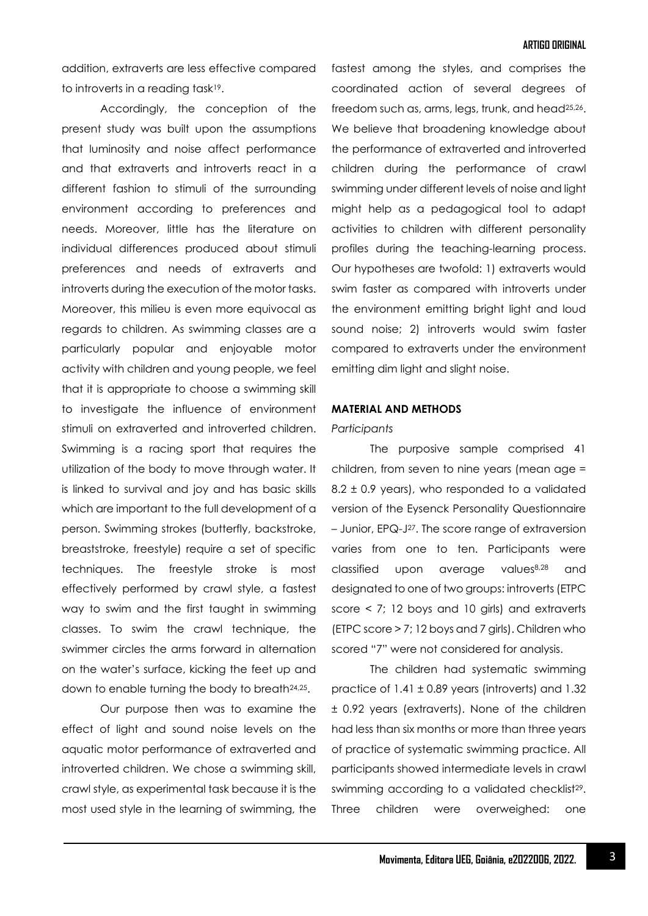addition, extraverts are less effective compared to introverts in a reading task[19].

Accordingly, the conception of the present study was built upon the assumptions that luminosity and noise affect performance and that extraverts and introverts react in a different fashion to stimuli of the surrounding environment according to preferences and needs. Moreover, little has the literature on individual differences produced about stimuli preferences and needs of extraverts and introverts during the execution of the motor tasks. Moreover, this milieu is even more equivocal as regards to children. As swimming classes are a particularly popular and enjoyable motor activity with children and young people, we feel that it is appropriate to choose a swimming skill to investigate the influence of environment stimuli on extraverted and introverted children. Swimming is a racing sport that requires the utilization of the body to move through water. It is linked to survival and joy and has basic skills which are important to the full development of a person. Swimming strokes (butterfly, backstroke, breaststroke, freestyle) require a set of specific techniques. The freestyle stroke is most effectively performed by crawl style, a fastest way to swim and the first taught in swimming classes. To swim the crawl technique, the swimmer circles the arms forward in alternation on the water's surface, kicking the feet up and down to enable turning the body to breath[24,25].

Our purpose then was to examine the effect of light and sound noise levels on the aquatic motor performance of extraverted and introverted children. We chose a swimming skill, crawl style, as experimental task because it is the most used style in the learning of swimming, the fastest among the styles, and comprises the coordinated action of several degrees of freedom such as, arms, legs, trunk, and head[25,26]. We believe that broadening knowledge about the performance of extraverted and introverted children during the performance of crawl swimming under different levels of noise and light might help as a pedagogical tool to adapt activities to children with different personality profiles during the teaching-learning process. Our hypotheses are twofold: 1) extraverts would swim faster as compared with introverts under the environment emitting bright light and loud sound noise; 2) introverts would swim faster compared to extraverts under the environment emitting dim light and slight noise.

## MATERIAL AND METHODS

### *Participants*

The purposive sample comprised 41 children, from seven to nine years (mean age = 8.2 ± 0.9 years), who responded to a validated version of the Eysenck Personality Questionnaire – Junior, EPQ-J[27]. The score range of extraversion varies from one to ten. Participants were classified upon average values[8,28] and designated to one of two groups: introverts (ETPC score < 7; 12 boys and 10 girls) and extraverts (ETPC score > 7; 12 boys and 7 girls). Children who scored "7" were not considered for analysis.

The children had systematic swimming practice of 1.41 ± 0.89 years (introverts) and 1.32 ± 0.92 years (extraverts). None of the children had less than six months or more than three years of practice of systematic swimming practice. All participants showed intermediate levels in crawl swimming according to a validated checklist[29]. Three children were overweighed: one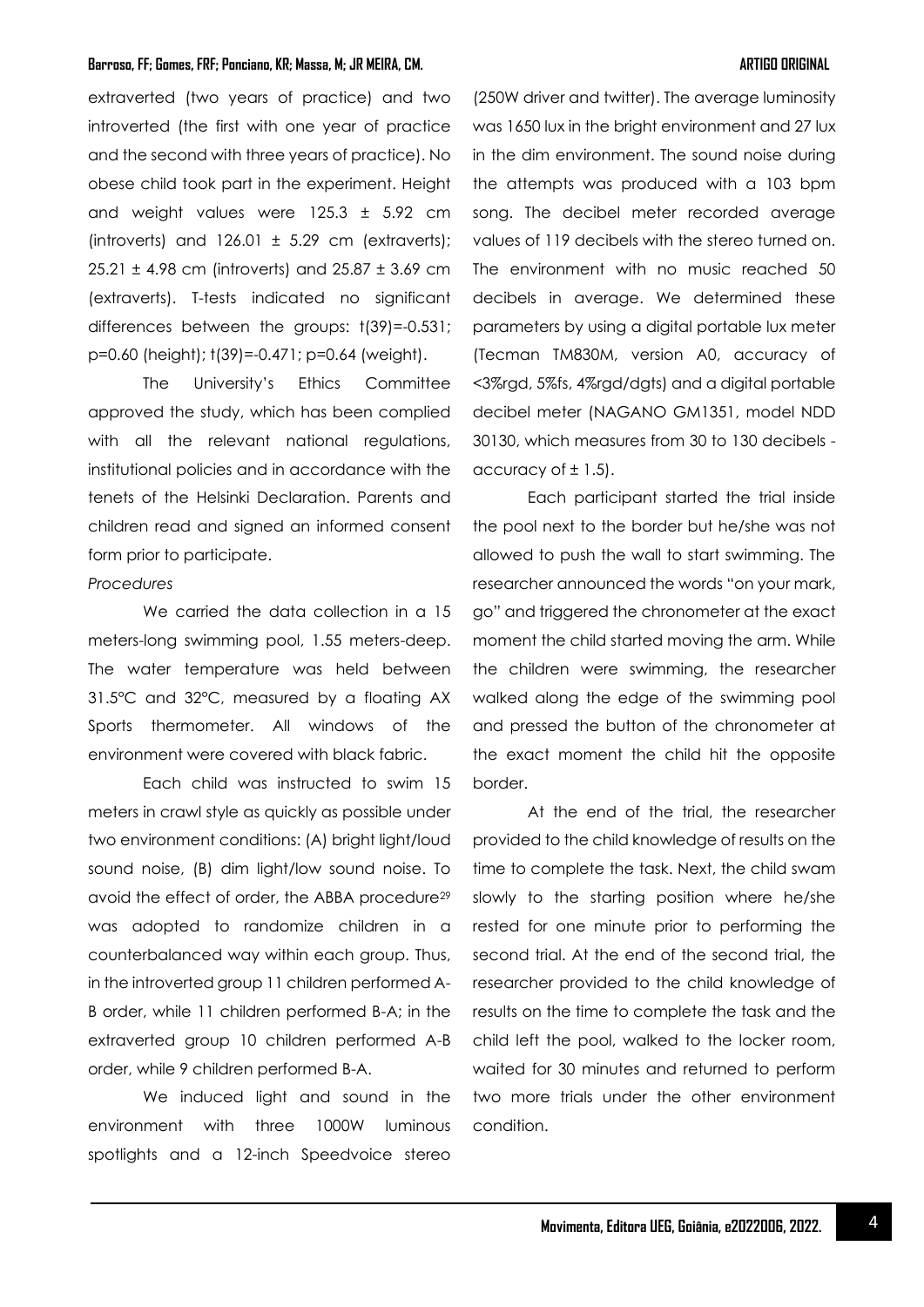extraverted (two years of practice) and two introverted (the first with one year of practice and the second with three years of practice). No obese child took part in the experiment. Height and weight values were 125.3 ± 5.92 cm (introverts) and 126.01 ± 5.29 cm (extraverts); 25.21 ± 4.98 cm (introverts) and 25.87 ± 3.69 cm (extraverts). T-tests indicated no significant differences between the groups: $t(39)=-0.531$; $p=0.60$ (height); $t(39)=-0.471$; $p=0.64$ (weight).

The University's Ethics Committee approved the study, which has been complied with all the relevant national regulations, institutional policies and in accordance with the tenets of the Helsinki Declaration. Parents and children read and signed an informed consent form prior to participate.

*Procedures*

We carried the data collection in a 15 meters-long swimming pool, 1.55 meters-deep. The water temperature was held between 31.5ºC and 32ºC, measured by a floating AX Sports thermometer. All windows of the environment were covered with black fabric.

Each child was instructed to swim 15 meters in crawl style as quickly as possible under two environment conditions: (A) bright light/loud sound noise, (B) dim light/low sound noise. To avoid the effect of order, the ABBA procedure[29] was adopted to randomize children in a counterbalanced way within each group. Thus, in the introverted group 11 children performed A-B order, while 11 children performed B-A; in the extraverted group 10 children performed A-B order, while 9 children performed B-A.

We induced light and sound in the environment with three 1000W luminous spotlights and a 12-inch Speedvoice stereo (250W driver and twitter). The average luminosity was 1650 lux in the bright environment and 27 lux in the dim environment. The sound noise during the attempts was produced with a 103 bpm song. The decibel meter recorded average values of 119 decibels with the stereo turned on. The environment with no music reached 50 decibels in average. We determined these parameters by using a digital portable lux meter (Tecman TM830M, version A0, accuracy of <3%rgd, 5%fs, 4%rgd/dgts) and a digital portable decibel meter (NAGANO GM1351, model NDD 30130, which measures from 30 to 130 decibels - accuracy of ± 1.5).

Each participant started the trial inside the pool next to the border but he/she was not allowed to push the wall to start swimming. The researcher announced the words "on your mark, go" and triggered the chronometer at the exact moment the child started moving the arm. While the children were swimming, the researcher walked along the edge of the swimming pool and pressed the button of the chronometer at the exact moment the child hit the opposite border.

At the end of the trial, the researcher provided to the child knowledge of results on the time to complete the task. Next, the child swam slowly to the starting position where he/she rested for one minute prior to performing the second trial. At the end of the second trial, the researcher provided to the child knowledge of results on the time to complete the task and the child left the pool, walked to the locker room, waited for 30 minutes and returned to perform two more trials under the other environment condition.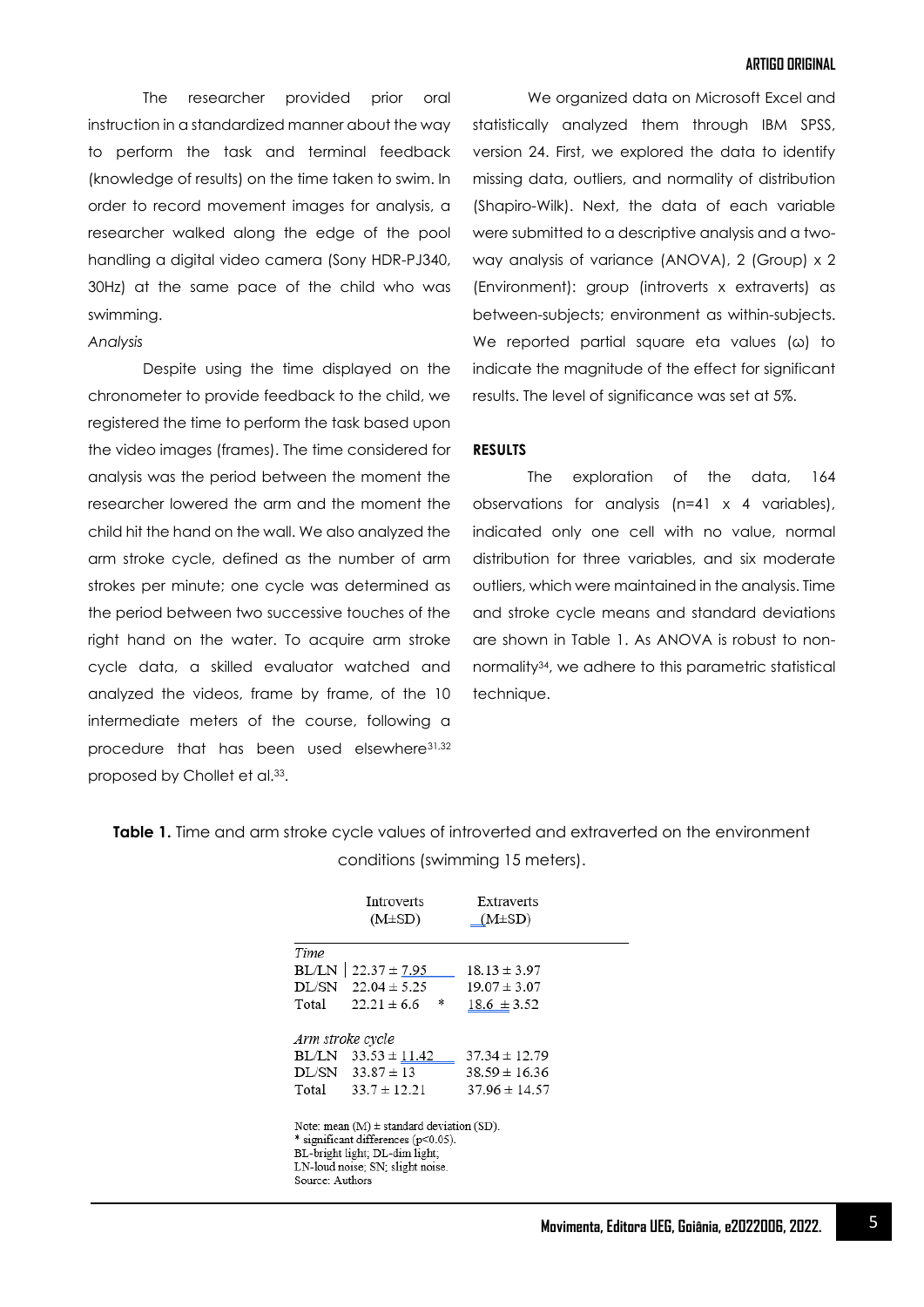The researcher provided prior oral instruction in a standardized manner about the way to perform the task and terminal feedback (knowledge of results) on the time taken to swim. In order to record movement images for analysis, a researcher walked along the edge of the pool handling a digital video camera (Sony HDR-PJ340, 30Hz) at the same pace of the child who was swimming.

*Analysis*

Despite using the time displayed on the chronometer to provide feedback to the child, we registered the time to perform the task based upon the video images (frames). The time considered for analysis was the period between the moment the researcher lowered the arm and the moment the child hit the hand on the wall. We also analyzed the arm stroke cycle, defined as the number of arm strokes per minute; one cycle was determined as the period between two successive touches of the right hand on the water. To acquire arm stroke cycle data, a skilled evaluator watched and analyzed the videos, frame by frame, of the 10 intermediate meters of the course, following a procedure that has been used elsewhere[31,32] proposed by Chollet et al.[33].

We organized data on Microsoft Excel and statistically analyzed them through IBM SPSS, version 24. First, we explored the data to identify missing data, outliers, and normality of distribution (Shapiro-Wilk). Next, the data of each variable were submitted to a descriptive analysis and a two-way analysis of variance (ANOVA), 2 (Group) x 2 (Environment): group (introverts x extraverts) as between-subjects; environment as within-subjects. We reported partial square eta values (ω) to indicate the magnitude of the effect for significant results. The level of significance was set at 5%.

## RESULTS

The exploration of the data, 164 observations for analysis (n=41 x 4 variables), indicated only one cell with no value, normal distribution for three variables, and six moderate outliers, which were maintained in the analysis. Time and stroke cycle means and standard deviations are shown in Table 1. As ANOVA is robust to non-normality[34], we adhere to this parametric statistical technique.

**Table 1.** Time and arm stroke cycle values of introverted and extraverted on the environment conditions (swimming 15 meters).

| | Introverts (M±SD) | Extraverts (M±SD) |
|---|---|---|
| *Time* | | |
| BL/LN | 22.37 ± 7.95 | 18.13 ± 3.97 |
| DL/SN | 22.04 ± 5.25 | 19.07 ± 3.07 |
| Total | 22.21 ± 6.6 * | 18.6 ± 3.52 |
| *Arm stroke cycle* | | |
| BL/LN | 33.53 ± 11.42 | 37.34 ± 12.79 |
| DL/SN | 33.87 ± 13 | 38.59 ± 16.36 |
| Total | 33.7 ± 12.21 | 37.96 ± 14.57 |

Note: mean (M) ± standard deviation (SD).
\* significant differences (p<0.05).
BL-bright light; DL-dim light;
LN-loud noise; SN; slight noise.
Source: Authors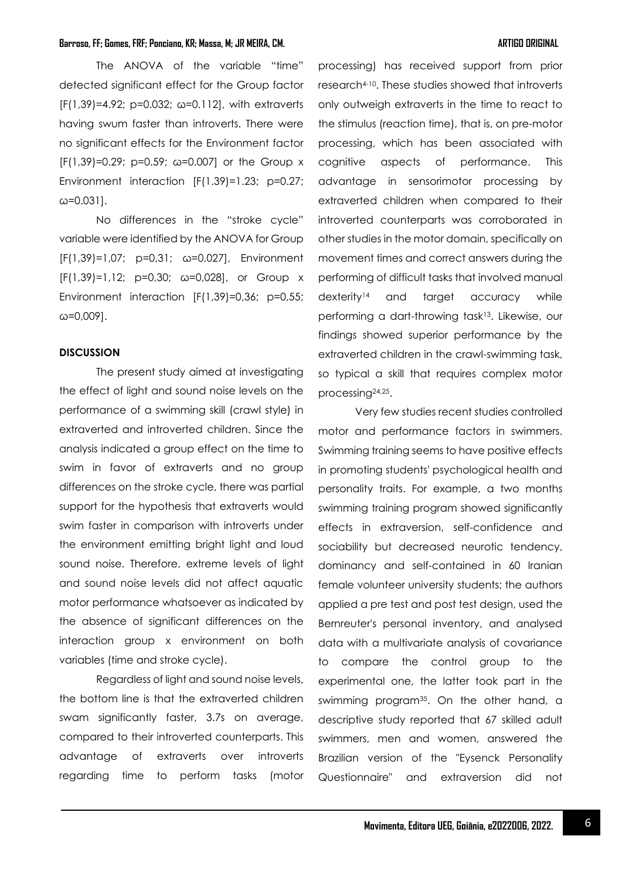The ANOVA of the variable "time" detected significant effect for the Group factor [$F(1,39)=4.92$; $p=0.032$; $\omega=0.112$], with extraverts having swum faster than introverts. There were no significant effects for the Environment factor [$F(1,39)=0.29$; $p=0.59$; $\omega=0.007$] or the Group x Environment interaction [$F(1.39)=1.23$; $p=0.27$; $\omega=0.031$].

No differences in the "stroke cycle" variable were identified by the ANOVA for Group [$F(1,39)=1,07$; $p=0,31$; $\omega=0,027$], Environment [$F(1,39)=1,12$; $p=0,30$; $\omega=0,028$], or Group x Environment interaction [$F(1,39)=0,36$; $p=0,55$; $\omega=0,009$].

**DISCUSSION**

The present study aimed at investigating the effect of light and sound noise levels on the performance of a swimming skill (crawl style) in extraverted and introverted children. Since the analysis indicated a group effect on the time to swim in favor of extraverts and no group differences on the stroke cycle, there was partial support for the hypothesis that extraverts would swim faster in comparison with introverts under the environment emitting bright light and loud sound noise. Therefore, extreme levels of light and sound noise levels did not affect aquatic motor performance whatsoever as indicated by the absence of significant differences on the interaction group x environment on both variables (time and stroke cycle).

Regardless of light and sound noise levels, the bottom line is that the extraverted children swam significantly faster, 3.7s on average, compared to their introverted counterparts. This advantage of extraverts over introverts regarding time to perform tasks (motor processing) has received support from prior research[4-10]. These studies showed that introverts only outweigh extraverts in the time to react to the stimulus (reaction time), that is, on pre-motor processing, which has been associated with cognitive aspects of performance. This advantage in sensorimotor processing by extraverted children when compared to their introverted counterparts was corroborated in other studies in the motor domain, specifically on movement times and correct answers during the performing of difficult tasks that involved manual dexterity[14] and target accuracy while performing a dart-throwing task[13]. Likewise, our findings showed superior performance by the extraverted children in the crawl-swimming task, so typical a skill that requires complex motor processing[24,25].

Very few studies recent studies controlled motor and performance factors in swimmers. Swimming training seems to have positive effects in promoting students' psychological health and personality traits. For example, a two months swimming training program showed significantly effects in extraversion, self-confidence and sociability but decreased neurotic tendency, dominancy and self-contained in 60 Iranian female volunteer university students; the authors applied a pre test and post test design, used the Bernreuter's personal inventory, and analysed data with a multivariate analysis of covariance to compare the control group to the experimental one, the latter took part in the swimming program[35]. On the other hand, a descriptive study reported that 67 skilled adult swimmers, men and women, answered the Brazilian version of the "Eysenck Personality Questionnaire" and extraversion did not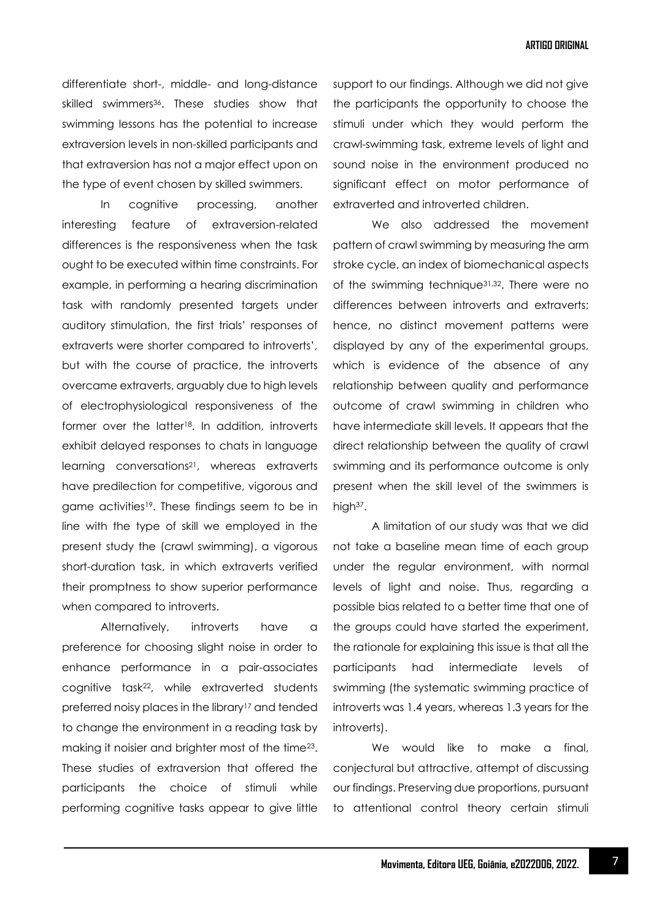differentiate short-, middle- and long-distance skilled swimmers[36]. These studies show that swimming lessons has the potential to increase extraversion levels in non-skilled participants and that extraversion has not a major effect upon on the type of event chosen by skilled swimmers.

In cognitive processing, another interesting feature of extraversion-related differences is the responsiveness when the task ought to be executed within time constraints. For example, in performing a hearing discrimination task with randomly presented targets under auditory stimulation, the first trials' responses of extraverts were shorter compared to introverts', but with the course of practice, the introverts overcame extraverts, arguably due to high levels of electrophysiological responsiveness of the former over the latter[18]. In addition, introverts exhibit delayed responses to chats in language learning conversations[21], whereas extraverts have predilection for competitive, vigorous and game activities[19]. These findings seem to be in line with the type of skill we employed in the present study the (crawl swimming), a vigorous short-duration task, in which extraverts verified their promptness to show superior performance when compared to introverts.

Alternatively, introverts have a preference for choosing slight noise in order to enhance performance in a pair-associates cognitive task[22], while extraverted students preferred noisy places in the library[17] and tended to change the environment in a reading task by making it noisier and brighter most of the time[23]. These studies of extraversion that offered the participants the choice of stimuli while performing cognitive tasks appear to give little support to our findings. Although we did not give the participants the opportunity to choose the stimuli under which they would perform the crawl-swimming task, extreme levels of light and sound noise in the environment produced no significant effect on motor performance of extraverted and introverted children.

We also addressed the movement pattern of crawl swimming by measuring the arm stroke cycle, an index of biomechanical aspects of the swimming technique[31,32]. There were no differences between introverts and extraverts; hence, no distinct movement patterns were displayed by any of the experimental groups, which is evidence of the absence of any relationship between quality and performance outcome of crawl swimming in children who have intermediate skill levels. It appears that the direct relationship between the quality of crawl swimming and its performance outcome is only present when the skill level of the swimmers is high[37].

A limitation of our study was that we did not take a baseline mean time of each group under the regular environment, with normal levels of light and noise. Thus, regarding a possible bias related to a better time that one of the groups could have started the experiment, the rationale for explaining this issue is that all the participants had intermediate levels of swimming (the systematic swimming practice of introverts was 1.4 years, whereas 1.3 years for the introverts).

We would like to make a final, conjectural but attractive, attempt of discussing our findings. Preserving due proportions, pursuant to attentional control theory certain stimuli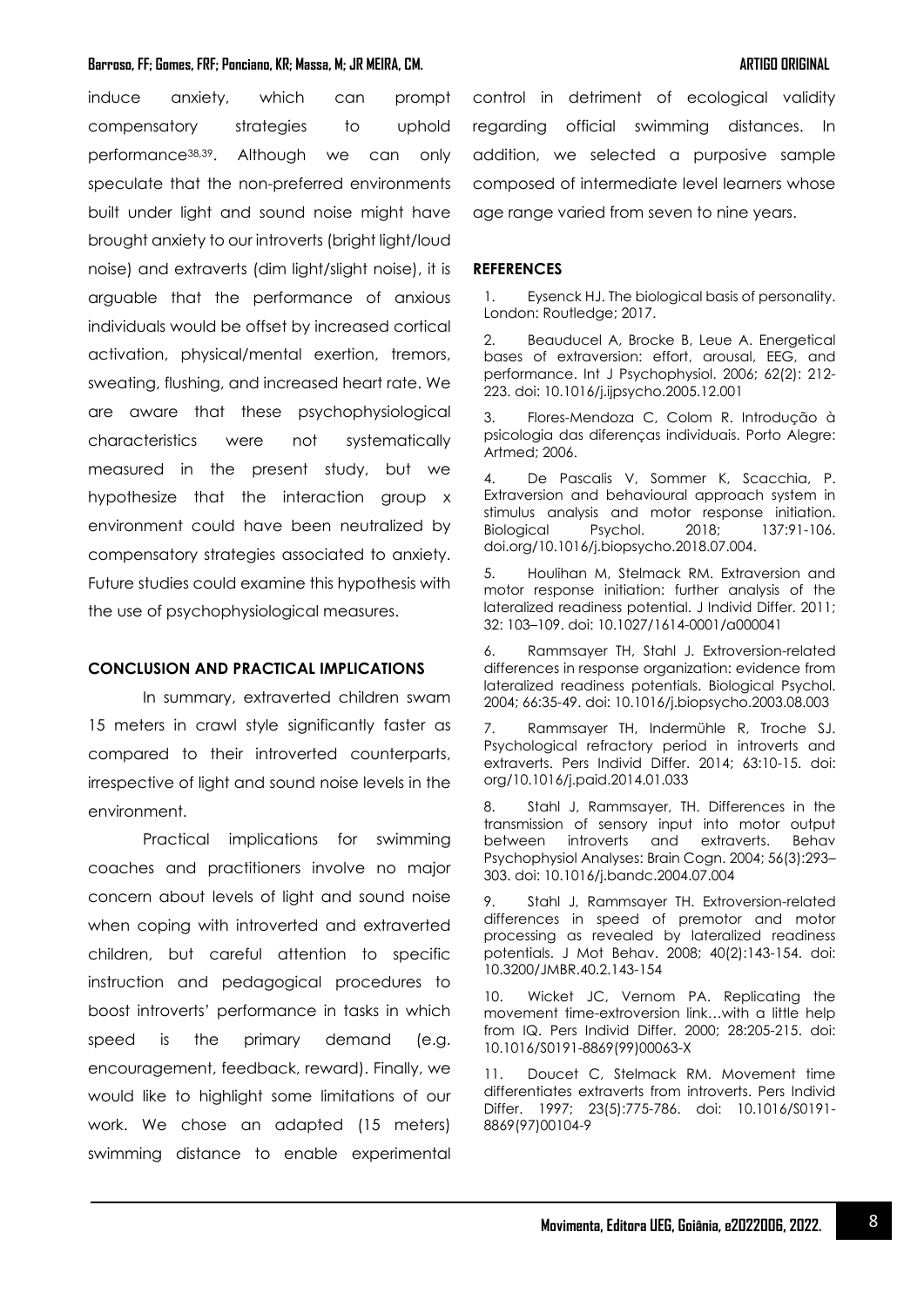induce anxiety, which can prompt compensatory strategies to uphold performance[38,39]. Although we can only speculate that the non-preferred environments built under light and sound noise might have brought anxiety to our introverts (bright light/loud noise) and extraverts (dim light/slight noise), it is arguable that the performance of anxious individuals would be offset by increased cortical activation, physical/mental exertion, tremors, sweating, flushing, and increased heart rate. We are aware that these psychophysiological characteristics were not systematically measured in the present study, but we hypothesize that the interaction group x environment could have been neutralized by compensatory strategies associated to anxiety. Future studies could examine this hypothesis with the use of psychophysiological measures.

## CONCLUSION AND PRACTICAL IMPLICATIONS

In summary, extraverted children swam 15 meters in crawl style significantly faster as compared to their introverted counterparts, irrespective of light and sound noise levels in the environment.

Practical implications for swimming coaches and practitioners involve no major concern about levels of light and sound noise when coping with introverted and extraverted children, but careful attention to specific instruction and pedagogical procedures to boost introverts' performance in tasks in which speed is the primary demand (e.g. encouragement, feedback, reward). Finally, we would like to highlight some limitations of our work. We chose an adapted (15 meters) swimming distance to enable experimental control in detriment of ecological validity regarding official swimming distances. In addition, we selected a purposive sample composed of intermediate level learners whose age range varied from seven to nine years.

## REFERENCES

1. Eysenck HJ. The biological basis of personality. London: Routledge; 2017.
2. Beauducel A, Brocke B, Leue A. Energetical bases of extraversion: effort, arousal, EEG, and performance. Int J Psychophysiol. 2006; 62(2): 212-223. doi: 10.1016/j.ijpsycho.2005.12.001
3. Flores-Mendoza C, Colom R. Introdução à psicologia das diferenças individuais. Porto Alegre: Artmed; 2006.
4. De Pascalis V, Sommer K, Scacchia, P. Extraversion and behavioural approach system in stimulus analysis and motor response initiation. Biological Psychol. 2018; 137:91-106. doi.org/10.1016/j.biopsycho.2018.07.004.
5. Houlihan M, Stelmack RM. Extraversion and motor response initiation: further analysis of the lateralized readiness potential. J Individ Differ. 2011; 32: 103–109. doi: 10.1027/1614-0001/a000041
6. Rammsayer TH, Stahl J. Extroversion-related differences in response organization: evidence from lateralized readiness potentials. Biological Psychol. 2004; 66:35-49. doi: 10.1016/j.biopsycho.2003.08.003
7. Rammsayer TH, Indermühle R, Troche SJ. Psychological refractory period in introverts and extraverts. Pers Individ Differ. 2014; 63:10-15. doi: org/10.1016/j.paid.2014.01.033
8. Stahl J, Rammsayer, TH. Differences in the transmission of sensory input into motor output between introverts and extraverts. Behav Psychophysiol Analyses: Brain Cogn. 2004; 56(3):293–303. doi: 10.1016/j.bandc.2004.07.004
9. Stahl J, Rammsayer TH. Extroversion-related differences in speed of premotor and motor processing as revealed by lateralized readiness potentials. J Mot Behav. 2008; 40(2):143-154. doi: 10.3200/JMBR.40.2.143-154
10. Wicket JC, Vernom PA. Replicating the movement time-extroversion link…with a little help from IQ. Pers Individ Differ. 2000; 28:205-215. doi: 10.1016/S0191-8869(99)00063-X
11. Doucet C, Stelmack RM. Movement time differentiates extraverts from introverts. Pers Individ Differ. 1997; 23(5):775-786. doi: 10.1016/S0191-8869(97)00104-9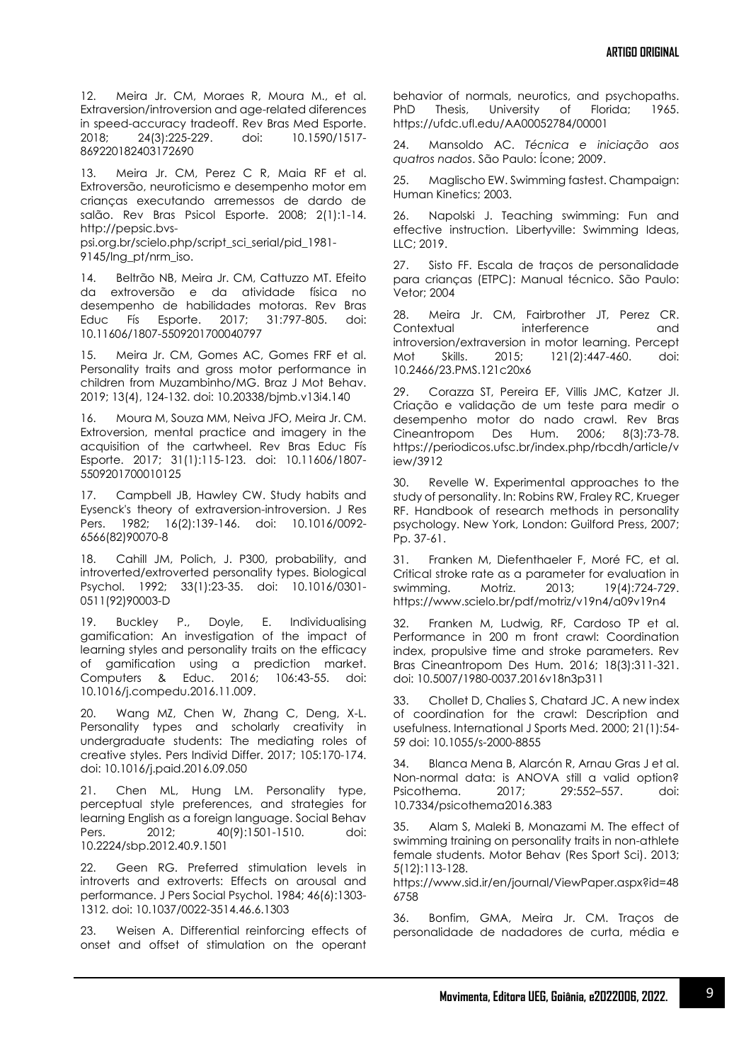12. Meira Jr. CM, Moraes R, Moura M., et al. Extraversion/introversion and age-related diferences in speed-accuracy tradeoff. Rev Bras Med Esporte. 2018; 24(3):225-229. doi: 10.1590/1517-869220182403172690

13. Meira Jr. CM, Perez C R, Maia RF et al. Extroversão, neuroticismo e desempenho motor em crianças executando arremessos de dardo de salão. Rev Bras Psicol Esporte. 2008; 2(1):1-14. http://pepsic.bvs-psi.org.br/scielo.php/script_sci_serial/pid_1981-9145/lng_pt/nrm_iso.

14. Beltrão NB, Meira Jr. CM, Cattuzzo MT. Efeito da extroversão e da atividade física no desempenho de habilidades motoras. Rev Bras Educ Fís Esporte. 2017; 31:797-805. doi: 10.11606/1807-5509201700040797

15. Meira Jr. CM, Gomes AC, Gomes FRF et al. Personality traits and gross motor performance in children from Muzambinho/MG. Braz J Mot Behav. 2019; 13(4), 124-132. doi: 10.20338/bjmb.v13i4.140

16. Moura M, Souza MM, Neiva JFO, Meira Jr. CM. Extroversion, mental practice and imagery in the acquisition of the cartwheel. Rev Bras Educ Fís Esporte. 2017; 31(1):115-123. doi: 10.11606/1807-5509201700010125

17. Campbell JB, Hawley CW. Study habits and Eysenck's theory of extraversion-introversion. J Res Pers. 1982; 16(2):139-146. doi: 10.1016/0092-6566(82)90070-8

18. Cahill JM, Polich, J. P300, probability, and introverted/extroverted personality types. Biological Psychol. 1992; 33(1):23-35. doi: 10.1016/0301-0511(92)90003-D

19. Buckley P., Doyle, E. Individualising gamification: An investigation of the impact of learning styles and personality traits on the efficacy of gamification using a prediction market. Computers & Educ. 2016; 106:43-55. doi: 10.1016/j.compedu.2016.11.009.

20. Wang MZ, Chen W, Zhang C, Deng, X-L. Personality types and scholarly creativity in undergraduate students: The mediating roles of creative styles. Pers Individ Differ. 2017; 105:170-174. doi: 10.1016/j.paid.2016.09.050

21. Chen ML, Hung LM. Personality type, perceptual style preferences, and strategies for learning English as a foreign language. Social Behav Pers. 2012; 40(9):1501-1510. doi: 10.2224/sbp.2012.40.9.1501

22. Geen RG. Preferred stimulation levels in introverts and extroverts: Effects on arousal and performance. J Pers Social Psychol. 1984; 46(6):1303-1312. doi: 10.1037/0022-3514.46.6.1303

23. Weisen A. Differential reinforcing effects of onset and offset of stimulation on the operant behavior of normals, neurotics, and psychopaths. PhD Thesis, University of Florida; 1965. https://ufdc.ufl.edu/AA00052784/00001

24. Mansoldo AC. *Técnica e iniciação aos quatros nados*. São Paulo: Ícone; 2009.

25. Maglischo EW. Swimming fastest. Champaign: Human Kinetics; 2003.

26. Napolski J. Teaching swimming: Fun and effective instruction. Libertyville: Swimming Ideas, LLC; 2019.

27. Sisto FF. Escala de traços de personalidade para crianças (ETPC): Manual técnico. São Paulo: Vetor; 2004

28. Meira Jr. CM, Fairbrother JT, Perez CR. Contextual interference and introversion/extraversion in motor learning. Percept Mot Skills. 2015; 121(2):447-460. doi: 10.2466/23.PMS.121c20x6

29. Corazza ST, Pereira EF, Villis JMC, Katzer JI. Criação e validação de um teste para medir o desempenho motor do nado crawl. Rev Bras Cineantropom Des Hum. 2006; 8(3):73-78. https://periodicos.ufsc.br/index.php/rbcdh/article/view/3912

30. Revelle W. Experimental approaches to the study of personality. In: Robins RW, Fraley RC, Krueger RF. Handbook of research methods in personality psychology. New York, London: Guilford Press, 2007; Pp. 37-61.

31. Franken M, Diefenthaeler F, Moré FC, et al. Critical stroke rate as a parameter for evaluation in swimming. Motriz. 2013; 19(4):724-729. https://www.scielo.br/pdf/motriz/v19n4/a09v19n4

32. Franken M, Ludwig, RF, Cardoso TP et al. Performance in 200 m front crawl: Coordination index, propulsive time and stroke parameters. Rev Bras Cineantropom Des Hum. 2016; 18(3):311-321. doi: 10.5007/1980-0037.2016v18n3p311

33. Chollet D, Chalies S, Chatard JC. A new index of coordination for the crawl: Description and usefulness. International J Sports Med. 2000; 21(1):54-59 doi: 10.1055/s-2000-8855

34. Blanca Mena B, Alarcón R, Arnau Gras J et al. Non-normal data: is ANOVA still a valid option? Psicothema. 2017; 29:552–557. doi: 10.7334/psicothema2016.383

35. Alam S, Maleki B, Monazami M. The effect of swimming training on personality traits in non-athlete female students. Motor Behav (Res Sport Sci). 2013; 5(12):113-128. https://www.sid.ir/en/journal/ViewPaper.aspx?id=486758

36. Bonfim, GMA, Meira Jr. CM. Traços de personalidade de nadadores de curta, média e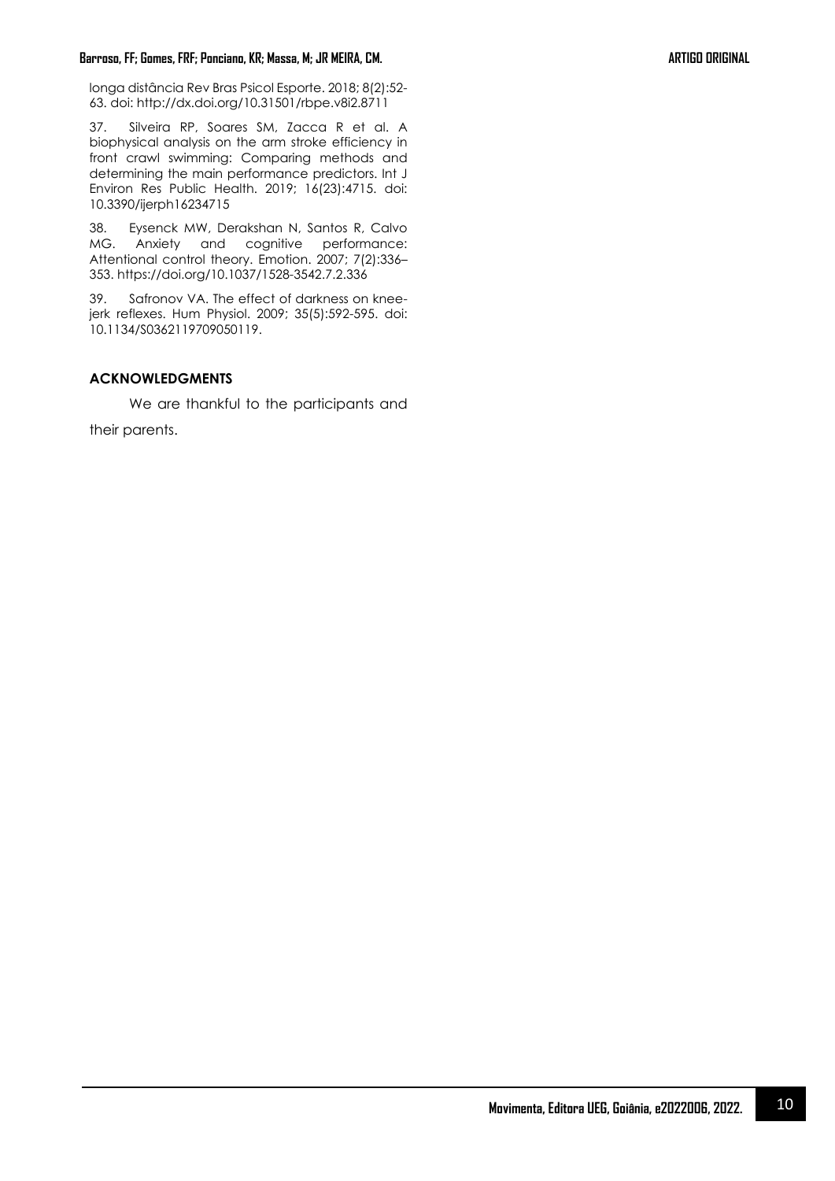longa distância Rev Bras Psicol Esporte. 2018; 8(2):52-63. doi: http://dx.doi.org/10.31501/rbpe.v8i2.8711

37. Silveira RP, Soares SM, Zacca R et al. A biophysical analysis on the arm stroke efficiency in front crawl swimming: Comparing methods and determining the main performance predictors. Int J Environ Res Public Health. 2019; 16(23):4715. doi: 10.3390/ijerph16234715

38. Eysenck MW, Derakshan N, Santos R, Calvo MG. Anxiety and cognitive performance: Attentional control theory. Emotion. 2007; 7(2):336–353. https://doi.org/10.1037/1528-3542.7.2.336

39. Safronov VA. The effect of darkness on knee-jerk reflexes. Hum Physiol. 2009; 35(5):592-595. doi: 10.1134/S0362119709050119.

## ACKNOWLEDGMENTS

We are thankful to the participants and their parents.